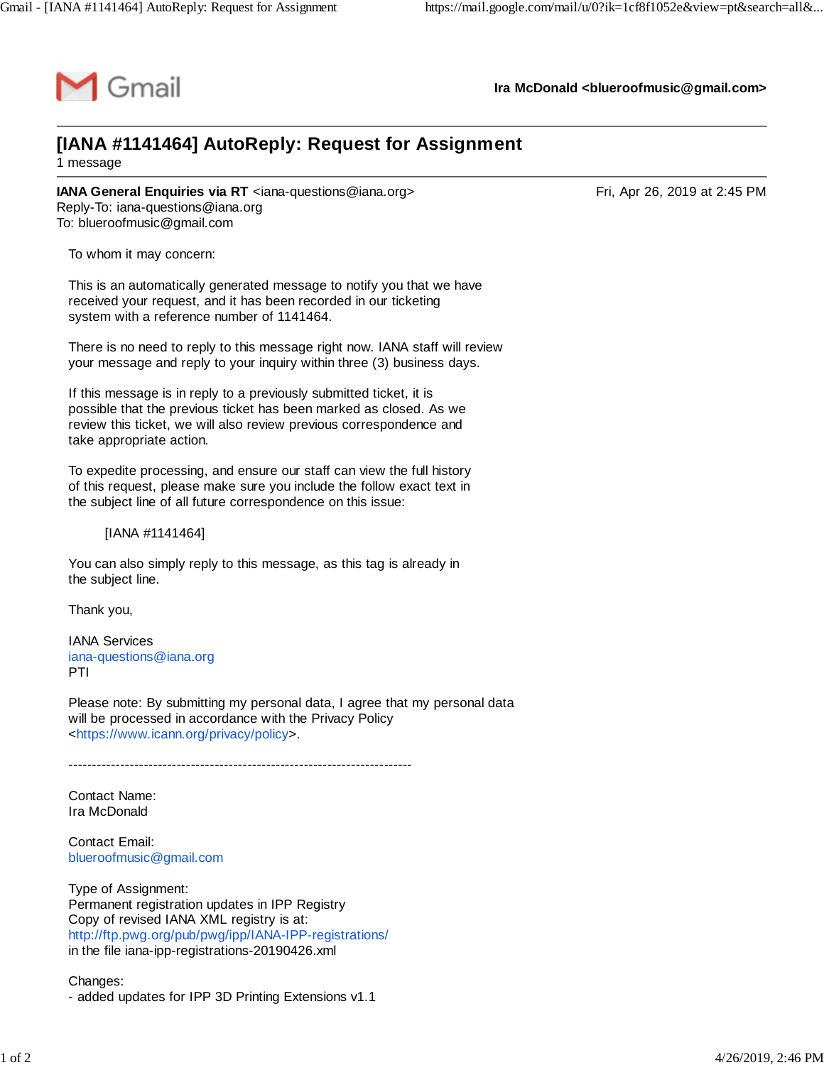Gmail — Ira McDonald <blueroofmusic@gmail.com>

# [IANA #1141464] AutoReply: Request for Assignment

1 message

**IANA General Enquiries via RT** <iana-questions@iana.org> — Fri, Apr 26, 2019 at 2:45 PM
Reply-To: iana-questions@iana.org
To: blueroofmusic@gmail.com

To whom it may concern:

This is an automatically generated message to notify you that we have received your request, and it has been recorded in our ticketing system with a reference number of 1141464.

There is no need to reply to this message right now. IANA staff will review your message and reply to your inquiry within three (3) business days.

If this message is in reply to a previously submitted ticket, it is possible that the previous ticket has been marked as closed. As we review this ticket, we will also review previous correspondence and take appropriate action.

To expedite processing, and ensure our staff can view the full history of this request, please make sure you include the follow exact text in the subject line of all future correspondence on this issue:

[IANA #1141464]

You can also simply reply to this message, as this tag is already in the subject line.

Thank you,

IANA Services
iana-questions@iana.org
PTI

Please note: By submitting my personal data, I agree that my personal data will be processed in accordance with the Privacy Policy <https://www.icann.org/privacy/policy>.

-------------------------------------------------------------------------

Contact Name:
Ira McDonald

Contact Email:
blueroofmusic@gmail.com

Type of Assignment:
Permanent registration updates in IPP Registry
Copy of revised IANA XML registry is at:
http://ftp.pwg.org/pub/pwg/ipp/IANA-IPP-registrations/
in the file iana-ipp-registrations-20190426.xml

Changes:
- added updates for IPP 3D Printing Extensions v1.1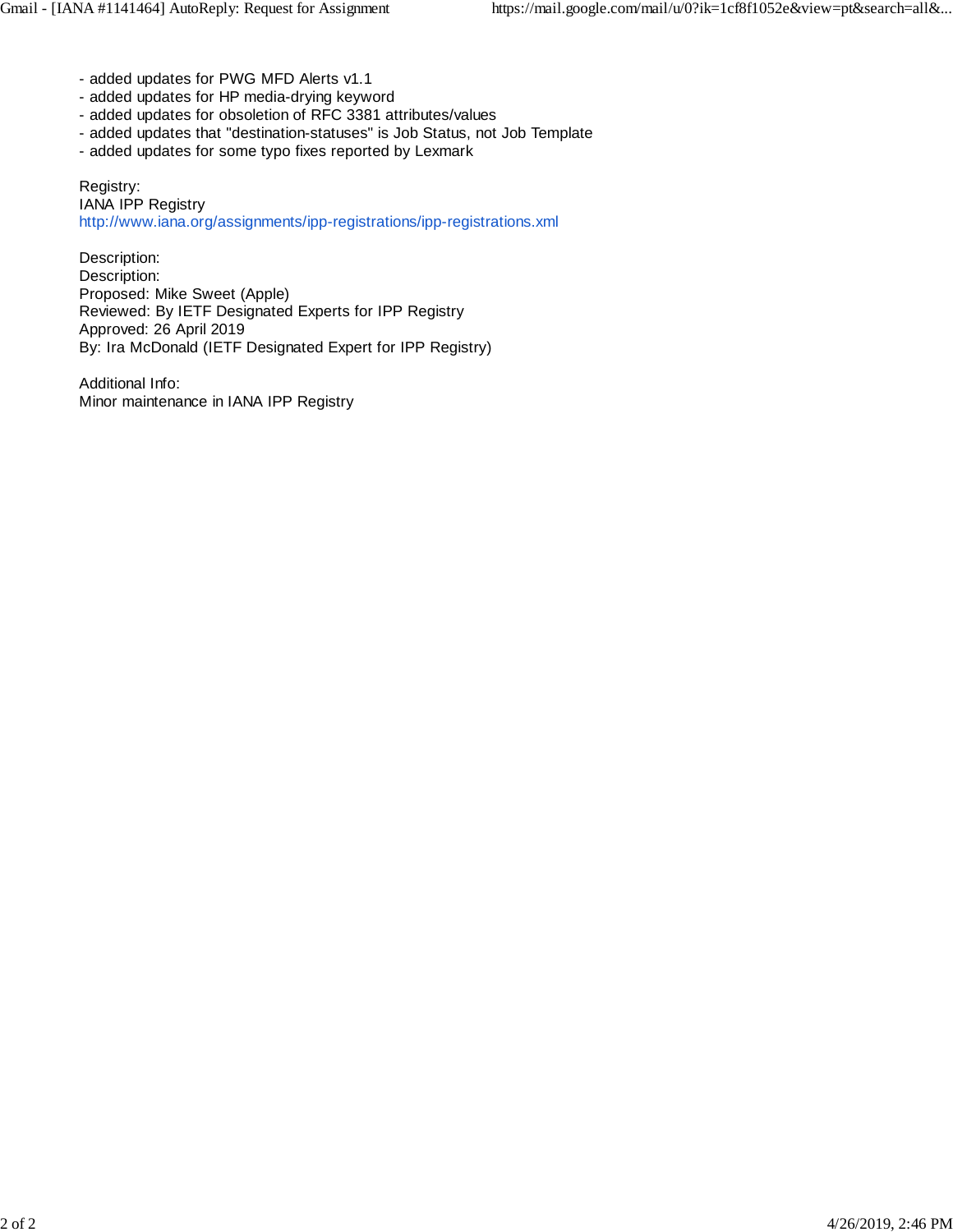- added updates for PWG MFD Alerts v1.1
- added updates for HP media-drying keyword
- added updates for obsoletion of RFC 3381 attributes/values
- added updates that "destination-statuses" is Job Status, not Job Template
- added updates for some typo fixes reported by Lexmark

Registry:
IANA IPP Registry
http://www.iana.org/assignments/ipp-registrations/ipp-registrations.xml

Description:
Description:
Proposed: Mike Sweet (Apple)
Reviewed: By IETF Designated Experts for IPP Registry
Approved: 26 April 2019
By: Ira McDonald (IETF Designated Expert for IPP Registry)

Additional Info:
Minor maintenance in IANA IPP Registry